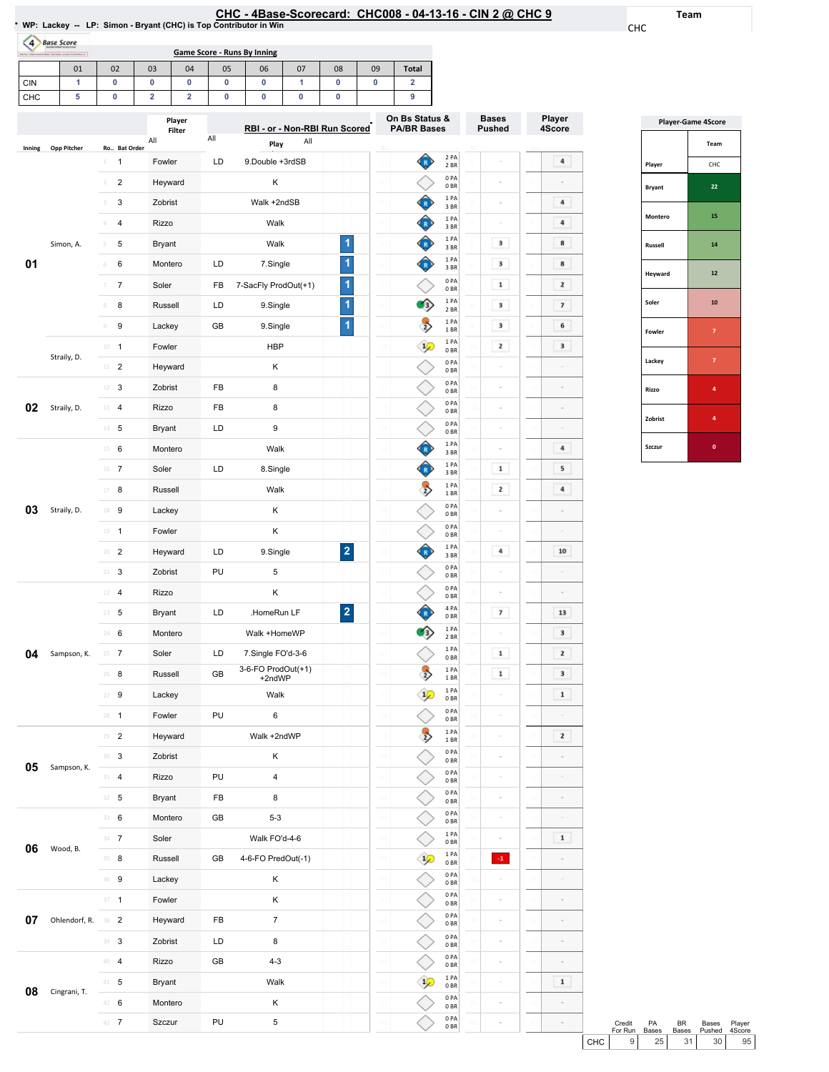# CHC - 4Base-Scorecard: CHC008 - 04-13-16 - CIN 2 @ CHC 9

* WP: Lackey -- LP: Simon - Bryant (CHC) is Top Contributor in Win

Team: CHC

## Game Score - Runs By Inning

| | 01 | 02 | 03 | 04 | 05 | 06 | 07 | 08 | 09 | Total |
|---|---|---|---|---|---|---|---|---|---|---|
| CIN | 1 | 0 | 0 | 0 | 0 | 0 | 1 | 0 | 0 | 2 |
| CHC | 5 | 0 | 2 | 2 | 0 | 0 | 0 | 0 | | 9 |

| Inning | Opp Pitcher | Ro.. | Bat Order | Player | | Play | RBI | On Bs Status & PA/BR Bases | Bases Pushed | Player 4Score |
|---|---|---|---|---|---|---|---|---|---|---|
| 01 | Simon, A. | 1 | 1 | Fowler | LD | 9.Double +3rdSB | | 2 PA 2 BR | - | 4 |
| | | 2 | 2 | Heyward | | K | | 0 PA 0 BR | - | - |
| | | 3 | 3 | Zobrist | | Walk +2ndSB | | 1 PA 3 BR | - | 4 |
| | | 4 | 4 | Rizzo | | Walk | | 1 PA 3 BR | - | 4 |
| | | 5 | 5 | Bryant | | Walk | 1 | 1 PA 3 BR | 3 | 8 |
| | | 6 | 6 | Montero | LD | 7.Single | 1 | 1 PA 3 BR | 3 | 8 |
| | | 7 | 7 | Soler | FB | 7-SacFly ProdOut(+1) | 1 | 0 PA 0 BR | 1 | 2 |
| | | 8 | 8 | Russell | LD | 9.Single | 1 | 1 PA 2 BR | 3 | 7 |
| | | 9 | 9 | Lackey | GB | 9.Single | 1 | 1 PA 1 BR | 3 | 6 |
| | Straily, D. | 10 | 1 | Fowler | | HBP | | 1 PA 0 BR | 2 | 3 |
| | | 11 | 2 | Heyward | | K | | 0 PA 0 BR | - | - |
| 02 | Straily, D. | 12 | 3 | Zobrist | FB | 8 | | 0 PA 0 BR | - | - |
| | | 13 | 4 | Rizzo | FB | 8 | | 0 PA 0 BR | - | - |
| | | 14 | 5 | Bryant | LD | 9 | | 0 PA 0 BR | - | - |
| 03 | Straily, D. | 15 | 6 | Montero | | Walk | | 1 PA 3 BR | - | 4 |
| | | 16 | 7 | Soler | LD | 8.Single | | 1 PA 3 BR | 1 | 5 |
| | | 17 | 8 | Russell | | Walk | | 1 PA 1 BR | 2 | 4 |
| | | 18 | 9 | Lackey | | K | | 0 PA 0 BR | - | - |
| | | 19 | 1 | Fowler | | K | | 0 PA 0 BR | - | - |
| | | 20 | 2 | Heyward | LD | 9.Single | 2 | 1 PA 3 BR | 4 | 10 |
| | | 21 | 3 | Zobrist | PU | 5 | | 0 PA 0 BR | - | - |
| 04 | Sampson, K. | 22 | 4 | Rizzo | | K | | 0 PA 0 BR | - | - |
| | | 23 | 5 | Bryant | LD | .HomeRun LF | 2 | 4 PA 0 BR | 7 | 13 |
| | | 24 | 6 | Montero | | Walk +HomeWP | | 1 PA 2 BR | - | 3 |
| | | 25 | 7 | Soler | LD | 7.Single FO'd-3-6 | | 1 PA 0 BR | 1 | 2 |
| | | 26 | 8 | Russell | GB | 3-6-FO ProdOut(+1) +2ndWP | | 1 PA 1 BR | 1 | 3 |
| | | 27 | 9 | Lackey | | Walk | | 1 PA 0 BR | - | 1 |
| | | 28 | 1 | Fowler | PU | 6 | | 0 PA 0 BR | - | - |
| 05 | Sampson, K. | 29 | 2 | Heyward | | Walk +2ndWP | | 1 PA 1 BR | - | 2 |
| | | 30 | 3 | Zobrist | | K | | 0 PA 0 BR | - | - |
| | | 31 | 4 | Rizzo | PU | 4 | | 0 PA 0 BR | - | - |
| | | 32 | 5 | Bryant | FB | 8 | | 0 PA 0 BR | - | - |
| 06 | Wood, B. | 33 | 6 | Montero | GB | 5-3 | | 0 PA 0 BR | - | - |
| | | 34 | 7 | Soler | | Walk FO'd-4-6 | | 1 PA 0 BR | - | 1 |
| | | 35 | 8 | Russell | GB | 4-6-FO PredOut(-1) | | 1 PA 0 BR | -1 | - |
| | | 36 | 9 | Lackey | | K | | 0 PA 0 BR | - | - |
| 07 | Ohlendorf, R. | 37 | 1 | Fowler | | K | | 0 PA 0 BR | - | - |
| | | 38 | 2 | Heyward | FB | 7 | | 0 PA 0 BR | - | - |
| | | 39 | 3 | Zobrist | LD | 8 | | 0 PA 0 BR | - | - |
| 08 | Cingrani, T. | 40 | 4 | Rizzo | GB | 4-3 | | 0 PA 0 BR | - | - |
| | | 41 | 5 | Bryant | | Walk | | 1 PA 0 BR | - | 1 |
| | | 42 | 6 | Montero | | K | | 0 PA 0 BR | - | - |
| | | 43 | 7 | Szczur | PU | 5 | | 0 PA 0 BR | - | - |

## Player-Game 4Score

| Player | Team CHC |
|---|---|
| Bryant | 22 |
| Montero | 15 |
| Russell | 14 |
| Heyward | 12 |
| Soler | 10 |
| Fowler | 7 |
| Lackey | 7 |
| Rizzo | 4 |
| Zobrist | 4 |
| Szczur | 0 |

| | Credit For Run | PA Bases | BR Bases | Bases Pushed | Player 4Score |
|---|---|---|---|---|---|
| CHC | 9 | 25 | 31 | 30 | 95 |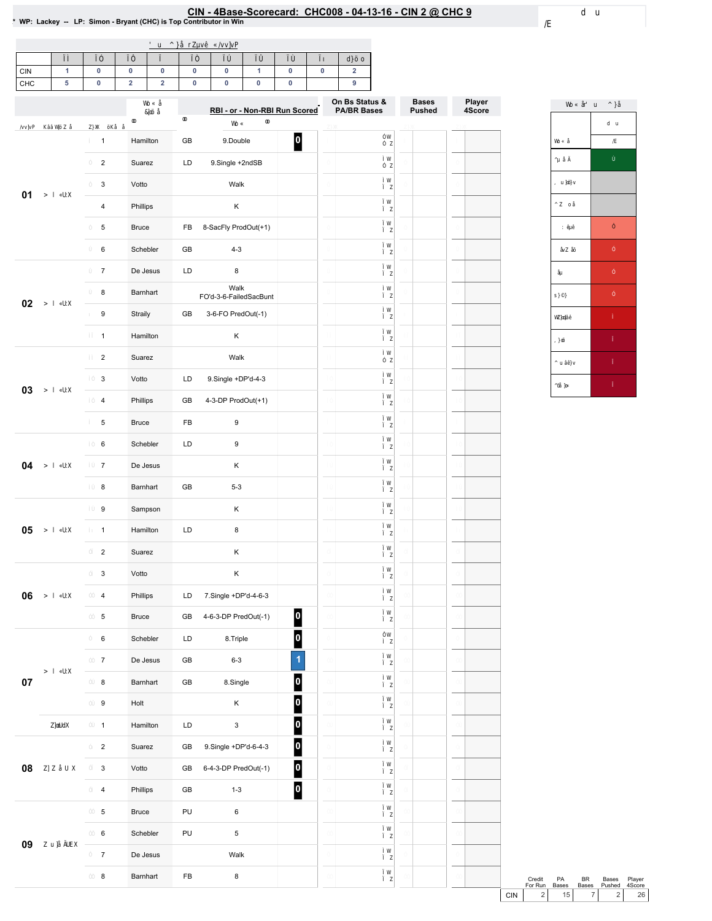## CIN - 4Base-Scorecard: CHC008 - 04-13-16 - CIN 2 @ CHC 9

* WP: Lackey -- LP: Simon - Bryant (CHC) is Top Contributor in Win

| | 1 | 2 | 3 | 4 | 5 | 6 | 7 | 8 | 9 | Total |
|---|---|---|---|---|---|---|---|---|---|---|
| CIN | 1 | 0 | 0 | 0 | 0 | 0 | 1 | 0 | 0 | 2 |
| CHC | 5 | 0 | 2 | 2 | 0 | 0 | 0 | 0 | | 9 |

| Inning | Batter # | Player | BIP | RBI - or - Non-RBI Run Scored | Credit |
|---|---|---|---|---|---|
| 01 | 1 | Hamilton | GB | 9.Double | 0 |
| | 2 | Suarez | LD | 9.Single +2ndSB | |
| | 3 | Votto | | Walk | |
| | 4 | Phillips | | K | |
| | 5 | Bruce | FB | 8-SacFly ProdOut(+1) | |
| | 6 | Schebler | GB | 4-3 | |
| 02 | 7 | De Jesus | LD | 8 | |
| | 8 | Barnhart | | Walk FO'd-3-6-FailedSacBunt | |
| | 9 | Straily | GB | 3-6-FO PredOut(-1) | |
| | 1 | Hamilton | | K | |
| 03 | 2 | Suarez | | Walk | |
| | 3 | Votto | LD | 9.Single +DP'd-4-3 | |
| | 4 | Phillips | GB | 4-3-DP ProdOut(+1) | |
| | 5 | Bruce | FB | 9 | |
| 04 | 6 | Schebler | LD | 9 | |
| | 7 | De Jesus | | K | |
| | 8 | Barnhart | GB | 5-3 | |
| 05 | 9 | Sampson | | K | |
| | 1 | Hamilton | LD | 8 | |
| | 2 | Suarez | | K | |
| 06 | 3 | Votto | | K | |
| | 4 | Phillips | LD | 7.Single +DP'd-4-6-3 | |
| | 5 | Bruce | GB | 4-6-3-DP PredOut(-1) | 0 |
| 07 | 6 | Schebler | LD | 8.Triple | 0 |
| | 7 | De Jesus | GB | 6-3 | 1 |
| | 8 | Barnhart | GB | 8.Single | 0 |
| | 9 | Holt | | K | 0 |
| | 1 | Hamilton | LD | 3 | 0 |
| 08 | 2 | Suarez | GB | 9.Single +DP'd-6-4-3 | 0 |
| | 3 | Votto | GB | 6-4-3-DP PredOut(-1) | 0 |
| | 4 | Phillips | GB | 1-3 | 0 |
| 09 | 5 | Bruce | PU | 6 | |
| | 6 | Schebler | PU | 5 | |
| | 7 | De Jesus | | Walk | |
| | 8 | Barnhart | FB | 8 | |

| | Credit For Run | PA Bases | BR Bases | Bases Pushed | Player 4Score |
|---|---|---|---|---|---|
| CIN | 2 | 15 | 7 | 2 | 26 |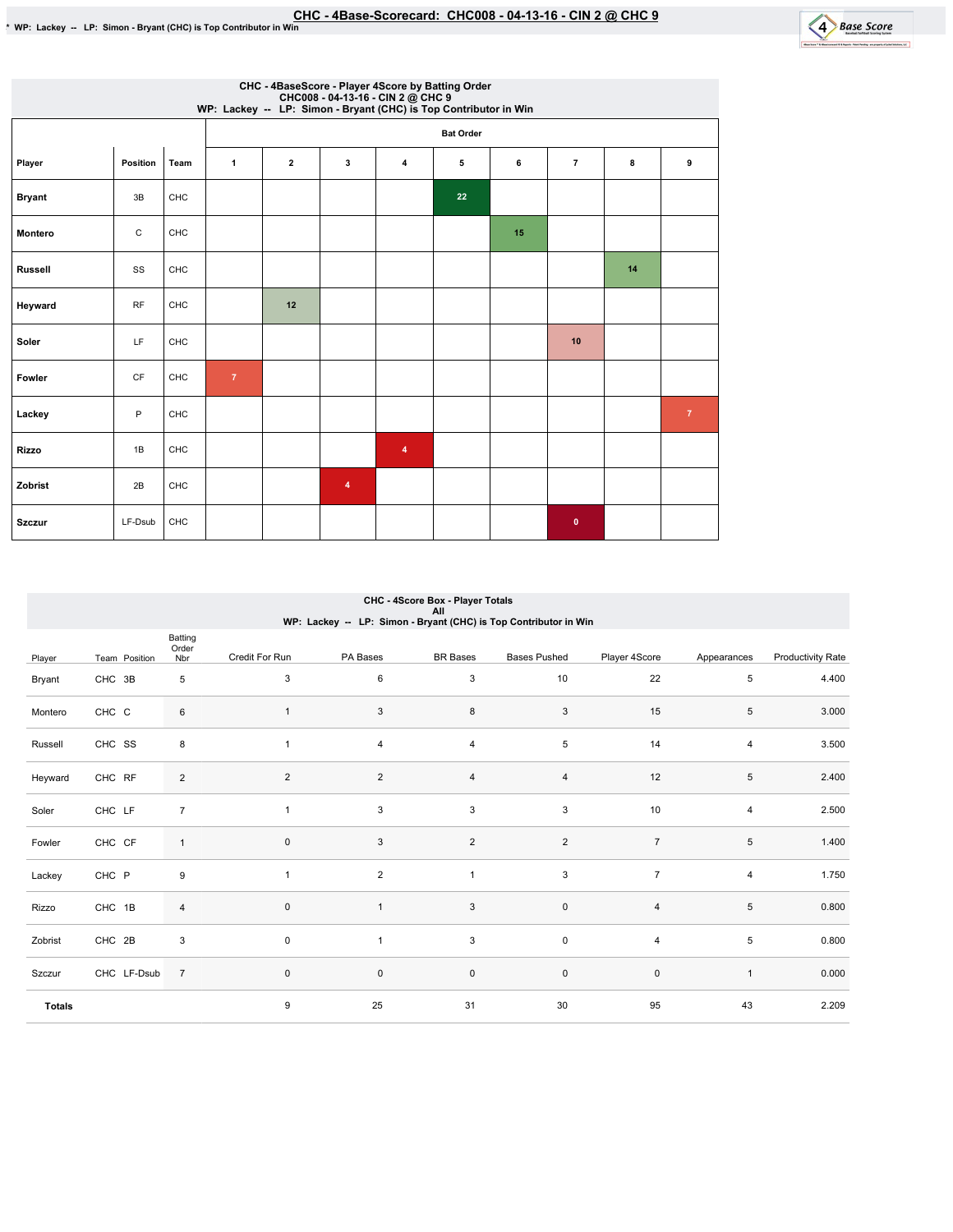# CHC - 4Base-Scorecard: CHC008 - 04-13-16 - CIN 2 @ CHC 9

* WP: Lackey -- LP: Simon - Bryant (CHC) is Top Contributor in Win

## CHC - 4BaseScore - Player 4Score by Batting Order
CHC008 - 04-13-16 - CIN 2 @ CHC 9
WP: Lackey -- LP: Simon - Bryant (CHC) is Top Contributor in Win

| | | | Bat Order | | | | | | | | |
|---|---|---|---|---|---|---|---|---|---|---|---|
| Player | Position | Team | 1 | 2 | 3 | 4 | 5 | 6 | 7 | 8 | 9 |
| Bryant | 3B | CHC | | | | | 22 | | | | |
| Montero | C | CHC | | | | | | 15 | | | |
| Russell | SS | CHC | | | | | | | | 14 | |
| Heyward | RF | CHC | | 12 | | | | | | | |
| Soler | LF | CHC | | | | | | | 10 | | |
| Fowler | CF | CHC | 7 | | | | | | | | |
| Lackey | P | CHC | | | | | | | | | 7 |
| Rizzo | 1B | CHC | | | | 4 | | | | | |
| Zobrist | 2B | CHC | | | 4 | | | | | | |
| Szczur | LF-Dsub | CHC | | | | | | | 0 | | |

## CHC - 4Score Box - Player Totals
All
WP: Lackey -- LP: Simon - Bryant (CHC) is Top Contributor in Win

| Player | Team | Position | Batting Order Nbr | Credit For Run | PA Bases | BR Bases | Bases Pushed | Player 4Score | Appearances | Productivity Rate |
|---|---|---|---|---|---|---|---|---|---|---|
| Bryant | CHC | 3B | 5 | 3 | 6 | 3 | 10 | 22 | 5 | 4.400 |
| Montero | CHC | C | 6 | 1 | 3 | 8 | 3 | 15 | 5 | 3.000 |
| Russell | CHC | SS | 8 | 1 | 4 | 4 | 5 | 14 | 4 | 3.500 |
| Heyward | CHC | RF | 2 | 2 | 2 | 4 | 4 | 12 | 5 | 2.400 |
| Soler | CHC | LF | 7 | 1 | 3 | 3 | 3 | 10 | 4 | 2.500 |
| Fowler | CHC | CF | 1 | 0 | 3 | 2 | 2 | 7 | 5 | 1.400 |
| Lackey | CHC | P | 9 | 1 | 2 | 1 | 3 | 7 | 4 | 1.750 |
| Rizzo | CHC | 1B | 4 | 0 | 1 | 3 | 0 | 4 | 5 | 0.800 |
| Zobrist | CHC | 2B | 3 | 0 | 1 | 3 | 0 | 4 | 5 | 0.800 |
| Szczur | CHC | LF-Dsub | 7 | 0 | 0 | 0 | 0 | 0 | 1 | 0.000 |
| **Totals** | | | | 9 | 25 | 31 | 30 | 95 | 43 | 2.209 |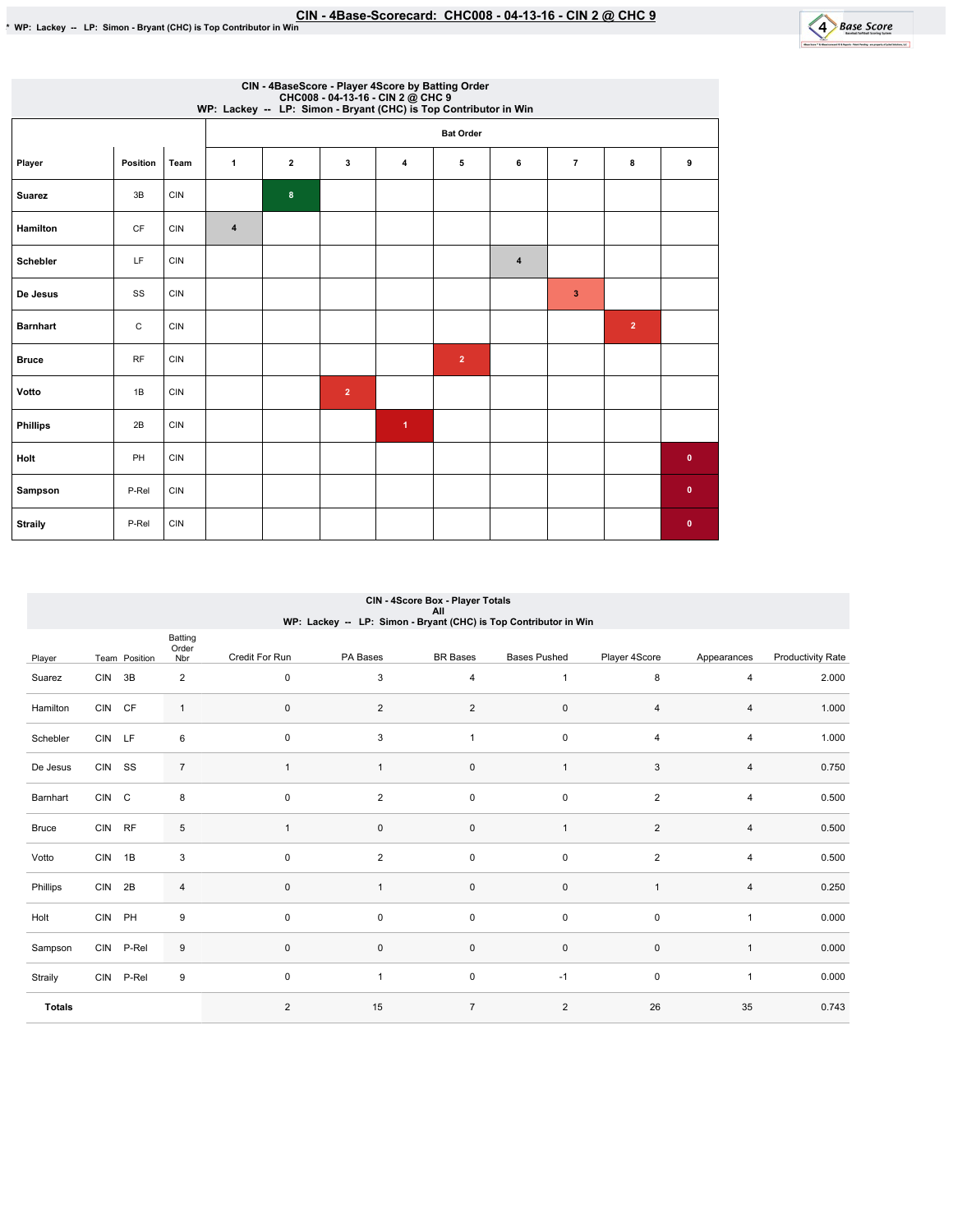# CIN - 4Base-Scorecard: CHC008 - 04-13-16 - CIN 2 @ CHC 9

* WP: Lackey -- LP: Simon - Bryant (CHC) is Top Contributor in Win

## CIN - 4BaseScore - Player 4Score by Batting Order

CHC008 - 04-13-16 - CIN 2 @ CHC 9

WP: Lackey -- LP: Simon - Bryant (CHC) is Top Contributor in Win

| Player | Position | Team | Bat Order | | | | | | | | |
|---|---|---|---|---|---|---|---|---|---|---|---|
| | | | 1 | 2 | 3 | 4 | 5 | 6 | 7 | 8 | 9 |
| Suarez | 3B | CIN | | 8 | | | | | | | |
| Hamilton | CF | CIN | 4 | | | | | | | | |
| Schebler | LF | CIN | | | | | | 4 | | | |
| De Jesus | SS | CIN | | | | | | | 3 | | |
| Barnhart | C | CIN | | | | | | | | 2 | |
| Bruce | RF | CIN | | | | | 2 | | | | |
| Votto | 1B | CIN | | | 2 | | | | | | |
| Phillips | 2B | CIN | | | | 1 | | | | | |
| Holt | PH | CIN | | | | | | | | | 0 |
| Sampson | P-Rel | CIN | | | | | | | | | 0 |
| Straily | P-Rel | CIN | | | | | | | | | 0 |

## CIN - 4Score Box - Player Totals

All

WP: Lackey -- LP: Simon - Bryant (CHC) is Top Contributor in Win

| Player | Team | Position | Batting Order Nbr | Credit For Run | PA Bases | BR Bases | Bases Pushed | Player 4Score | Appearances | Productivity Rate |
|---|---|---|---|---|---|---|---|---|---|---|
| Suarez | CIN | 3B | 2 | 0 | 3 | 4 | 1 | 8 | 4 | 2.000 |
| Hamilton | CIN | CF | 1 | 0 | 2 | 2 | 0 | 4 | 4 | 1.000 |
| Schebler | CIN | LF | 6 | 0 | 3 | 1 | 0 | 4 | 4 | 1.000 |
| De Jesus | CIN | SS | 7 | 1 | 1 | 0 | 1 | 3 | 4 | 0.750 |
| Barnhart | CIN | C | 8 | 0 | 2 | 0 | 0 | 2 | 4 | 0.500 |
| Bruce | CIN | RF | 5 | 1 | 0 | 0 | 1 | 2 | 4 | 0.500 |
| Votto | CIN | 1B | 3 | 0 | 2 | 0 | 0 | 2 | 4 | 0.500 |
| Phillips | CIN | 2B | 4 | 0 | 1 | 0 | 0 | 1 | 4 | 0.250 |
| Holt | CIN | PH | 9 | 0 | 0 | 0 | 0 | 0 | 1 | 0.000 |
| Sampson | CIN | P-Rel | 9 | 0 | 0 | 0 | 0 | 0 | 1 | 0.000 |
| Straily | CIN | P-Rel | 9 | 0 | 1 | 0 | -1 | 0 | 1 | 0.000 |
| **Totals** | | | | 2 | 15 | 7 | 2 | 26 | 35 | 0.743 |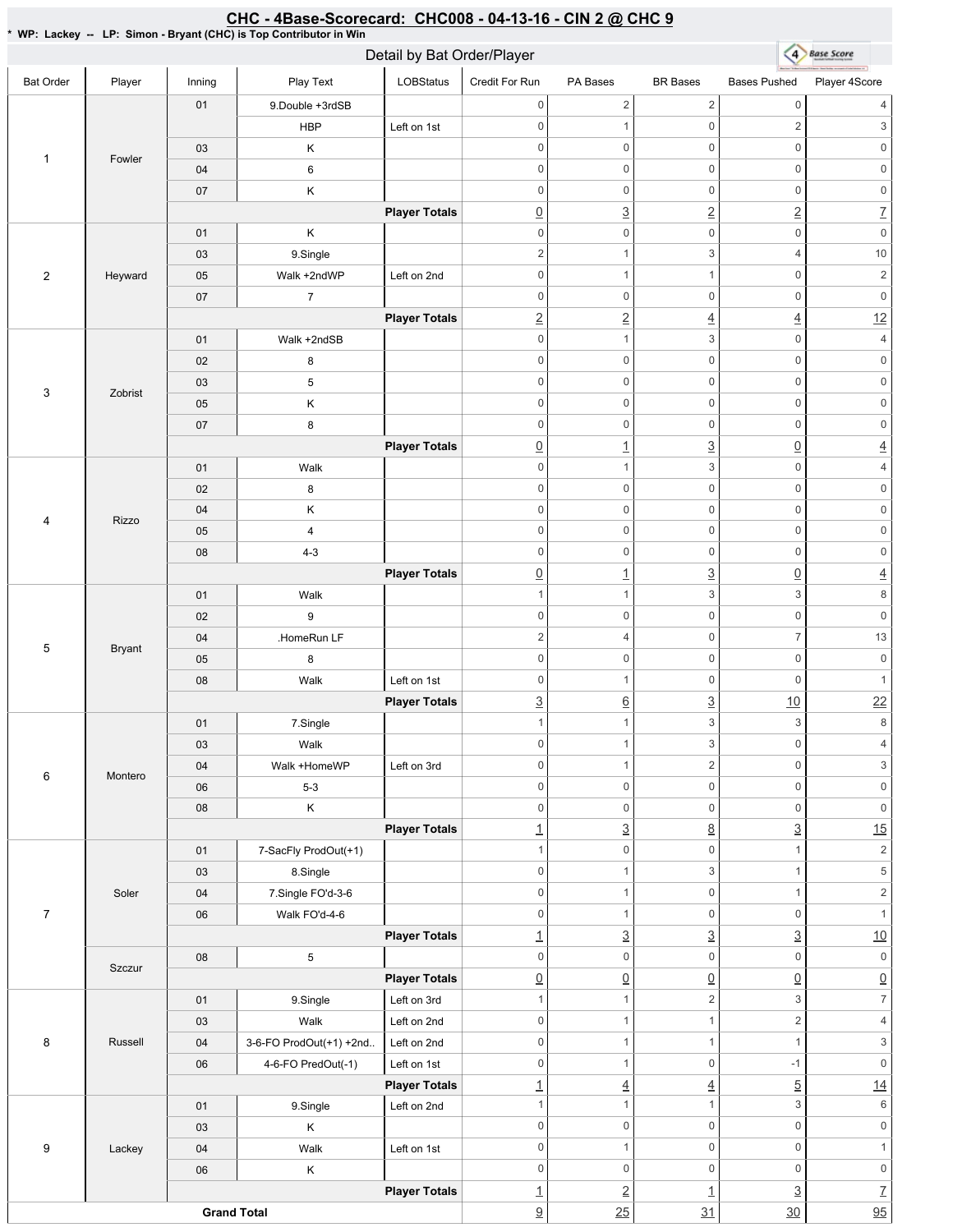# CHC - 4Base-Scorecard: CHC008 - 04-13-16 - CIN 2 @ CHC 9

* WP: Lackey -- LP: Simon - Bryant (CHC) is Top Contributor in Win

## Detail by Bat Order/Player

| Bat Order | Player | Inning | Play Text | LOBStatus | Credit For Run | PA Bases | BR Bases | Bases Pushed | Player 4Score |
|---|---|---|---|---|---|---|---|---|---|
| 1 | Fowler | 01 | 9.Double +3rdSB | | 0 | 2 | 2 | 0 | 4 |
| | | | HBP | Left on 1st | 0 | 1 | 0 | 2 | 3 |
| | | 03 | K | | 0 | 0 | 0 | 0 | 0 |
| | | 04 | 6 | | 0 | 0 | 0 | 0 | 0 |
| | | 07 | K | | 0 | 0 | 0 | 0 | 0 |
| | | | | **Player Totals** | 0 | 3 | 2 | 2 | 7 |
| 2 | Heyward | 01 | K | | 0 | 0 | 0 | 0 | 0 |
| | | 03 | 9.Single | | 2 | 1 | 3 | 4 | 10 |
| | | 05 | Walk +2ndWP | Left on 2nd | 0 | 1 | 1 | 0 | 2 |
| | | 07 | 7 | | 0 | 0 | 0 | 0 | 0 |
| | | | | **Player Totals** | 2 | 2 | 4 | 4 | 12 |
| 3 | Zobrist | 01 | Walk +2ndSB | | 0 | 1 | 3 | 0 | 4 |
| | | 02 | 8 | | 0 | 0 | 0 | 0 | 0 |
| | | 03 | 5 | | 0 | 0 | 0 | 0 | 0 |
| | | 05 | K | | 0 | 0 | 0 | 0 | 0 |
| | | 07 | 8 | | 0 | 0 | 0 | 0 | 0 |
| | | | | **Player Totals** | 0 | 1 | 3 | 0 | 4 |
| 4 | Rizzo | 01 | Walk | | 0 | 1 | 3 | 0 | 4 |
| | | 02 | 8 | | 0 | 0 | 0 | 0 | 0 |
| | | 04 | K | | 0 | 0 | 0 | 0 | 0 |
| | | 05 | 4 | | 0 | 0 | 0 | 0 | 0 |
| | | 08 | 4-3 | | 0 | 0 | 0 | 0 | 0 |
| | | | | **Player Totals** | 0 | 1 | 3 | 0 | 4 |
| 5 | Bryant | 01 | Walk | | 1 | 1 | 3 | 3 | 8 |
| | | 02 | 9 | | 0 | 0 | 0 | 0 | 0 |
| | | 04 | .HomeRun LF | | 2 | 4 | 0 | 7 | 13 |
| | | 05 | 8 | | 0 | 0 | 0 | 0 | 0 |
| | | 08 | Walk | Left on 1st | 0 | 1 | 0 | 0 | 1 |
| | | | | **Player Totals** | 3 | 6 | 3 | 10 | 22 |
| 6 | Montero | 01 | 7.Single | | 1 | 1 | 3 | 3 | 8 |
| | | 03 | Walk | | 0 | 1 | 3 | 0 | 4 |
| | | 04 | Walk +HomeWP | Left on 3rd | 0 | 1 | 2 | 0 | 3 |
| | | 06 | 5-3 | | 0 | 0 | 0 | 0 | 0 |
| | | 08 | K | | 0 | 0 | 0 | 0 | 0 |
| | | | | **Player Totals** | 1 | 3 | 8 | 3 | 15 |
| 7 | Soler | 01 | 7-SacFly ProdOut(+1) | | 1 | 0 | 0 | 1 | 2 |
| | | 03 | 8.Single | | 0 | 1 | 3 | 1 | 5 |
| | | 04 | 7.Single FO'd-3-6 | | 0 | 1 | 0 | 1 | 2 |
| | | 06 | Walk FO'd-4-6 | | 0 | 1 | 0 | 0 | 1 |
| | | | | **Player Totals** | 1 | 3 | 3 | 3 | 10 |
| | Szczur | 08 | 5 | | 0 | 0 | 0 | 0 | 0 |
| | | | | **Player Totals** | 0 | 0 | 0 | 0 | 0 |
| 8 | Russell | 01 | 9.Single | Left on 3rd | 1 | 1 | 2 | 3 | 7 |
| | | 03 | Walk | Left on 2nd | 0 | 1 | 1 | 2 | 4 |
| | | 04 | 3-6-FO ProdOut(+1) +2nd.. | Left on 2nd | 0 | 1 | 1 | 1 | 3 |
| | | 06 | 4-6-FO PredOut(-1) | Left on 1st | 0 | 1 | 0 | -1 | 0 |
| | | | | **Player Totals** | 1 | 4 | 4 | 5 | 14 |
| 9 | Lackey | 01 | 9.Single | Left on 2nd | 1 | 1 | 1 | 3 | 6 |
| | | 03 | K | | 0 | 0 | 0 | 0 | 0 |
| | | 04 | Walk | Left on 1st | 0 | 1 | 0 | 0 | 1 |
| | | 06 | K | | 0 | 0 | 0 | 0 | 0 |
| | | | | **Player Totals** | 1 | 2 | 1 | 3 | 7 |
| **Grand Total** | | | | | 9 | 25 | 31 | 30 | 95 |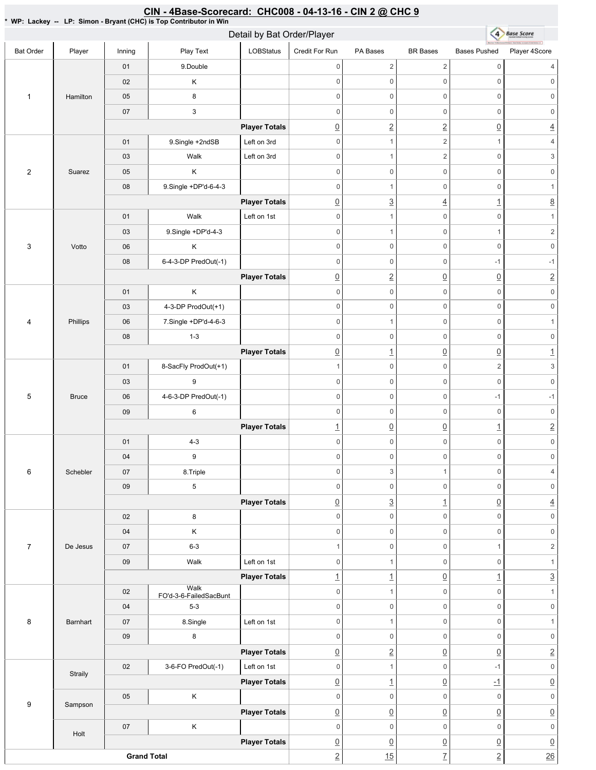## CIN - 4Base-Scorecard: CHC008 - 04-13-16 - CIN 2 @ CHC 9

* WP: Lackey -- LP: Simon - Bryant (CHC) is Top Contributor in Win

### Detail by Bat Order/Player

| Bat Order | Player | Inning | Play Text | LOBStatus | Credit For Run | PA Bases | BR Bases | Bases Pushed | Player 4Score |
|---|---|---|---|---|---|---|---|---|---|
| 1 | Hamilton | 01 | 9.Double | | 0 | 2 | 2 | 0 | 4 |
| | | 02 | K | | 0 | 0 | 0 | 0 | 0 |
| | | 05 | 8 | | 0 | 0 | 0 | 0 | 0 |
| | | 07 | 3 | | 0 | 0 | 0 | 0 | 0 |
| | | | | **Player Totals** | 0 | 2 | 2 | 0 | 4 |
| 2 | Suarez | 01 | 9.Single +2ndSB | Left on 3rd | 0 | 1 | 2 | 1 | 4 |
| | | 03 | Walk | Left on 3rd | 0 | 1 | 2 | 0 | 3 |
| | | 05 | K | | 0 | 0 | 0 | 0 | 0 |
| | | 08 | 9.Single +DP'd-6-4-3 | | 0 | 1 | 0 | 0 | 1 |
| | | | | **Player Totals** | 0 | 3 | 4 | 1 | 8 |
| 3 | Votto | 01 | Walk | Left on 1st | 0 | 1 | 0 | 0 | 1 |
| | | 03 | 9.Single +DP'd-4-3 | | 0 | 1 | 0 | 1 | 2 |
| | | 06 | K | | 0 | 0 | 0 | 0 | 0 |
| | | 08 | 6-4-3-DP PredOut(-1) | | 0 | 0 | 0 | -1 | -1 |
| | | | | **Player Totals** | 0 | 2 | 0 | 0 | 2 |
| 4 | Phillips | 01 | K | | 0 | 0 | 0 | 0 | 0 |
| | | 03 | 4-3-DP ProdOut(+1) | | 0 | 0 | 0 | 0 | 0 |
| | | 06 | 7.Single +DP'd-4-6-3 | | 0 | 1 | 0 | 0 | 1 |
| | | 08 | 1-3 | | 0 | 0 | 0 | 0 | 0 |
| | | | | **Player Totals** | 0 | 1 | 0 | 0 | 1 |
| 5 | Bruce | 01 | 8-SacFly ProdOut(+1) | | 1 | 0 | 0 | 2 | 3 |
| | | 03 | 9 | | 0 | 0 | 0 | 0 | 0 |
| | | 06 | 4-6-3-DP PredOut(-1) | | 0 | 0 | 0 | -1 | -1 |
| | | 09 | 6 | | 0 | 0 | 0 | 0 | 0 |
| | | | | **Player Totals** | 1 | 0 | 0 | 1 | 2 |
| 6 | Schebler | 01 | 4-3 | | 0 | 0 | 0 | 0 | 0 |
| | | 04 | 9 | | 0 | 0 | 0 | 0 | 0 |
| | | 07 | 8.Triple | | 0 | 3 | 1 | 0 | 4 |
| | | 09 | 5 | | 0 | 0 | 0 | 0 | 0 |
| | | | | **Player Totals** | 0 | 3 | 1 | 0 | 4 |
| 7 | De Jesus | 02 | 8 | | 0 | 0 | 0 | 0 | 0 |
| | | 04 | K | | 0 | 0 | 0 | 0 | 0 |
| | | 07 | 6-3 | | 1 | 0 | 0 | 1 | 2 |
| | | 09 | Walk | Left on 1st | 0 | 1 | 0 | 0 | 1 |
| | | | | **Player Totals** | 1 | 1 | 0 | 1 | 3 |
| 8 | Barnhart | 02 | Walk FO'd-3-6-FailedSacBunt | | 0 | 1 | 0 | 0 | 1 |
| | | 04 | 5-3 | | 0 | 0 | 0 | 0 | 0 |
| | | 07 | 8.Single | Left on 1st | 0 | 1 | 0 | 0 | 1 |
| | | 09 | 8 | | 0 | 0 | 0 | 0 | 0 |
| | | | | **Player Totals** | 0 | 2 | 0 | 0 | 2 |
| 9 | Straily | 02 | 3-6-FO PredOut(-1) | Left on 1st | 0 | 1 | 0 | -1 | 0 |
| | | | | **Player Totals** | 0 | 1 | 0 | -1 | 0 |
| | Sampson | 05 | K | | 0 | 0 | 0 | 0 | 0 |
| | | | | **Player Totals** | 0 | 0 | 0 | 0 | 0 |
| | Holt | 07 | K | | 0 | 0 | 0 | 0 | 0 |
| | | | | **Player Totals** | 0 | 0 | 0 | 0 | 0 |
| **Grand Total** | | | | | 2 | 15 | 7 | 2 | 26 |